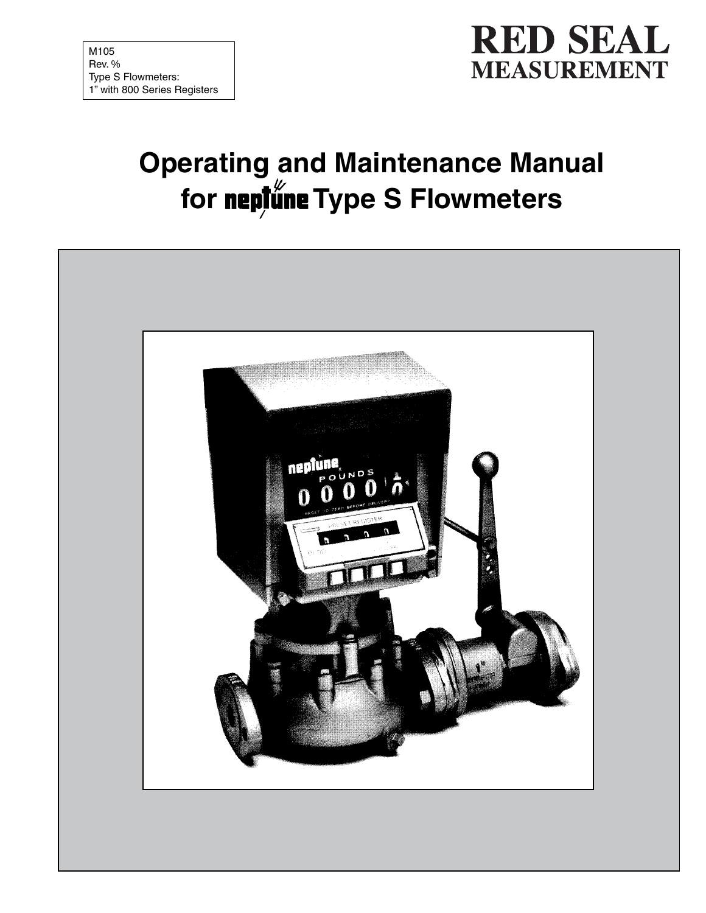M105
Rev. %
Type S Flowmeters:
1" with 800 Series Registers

**RED SEAL MEASUREMENT**

# Operating and Maintenance Manual for neptune Type S Flowmeters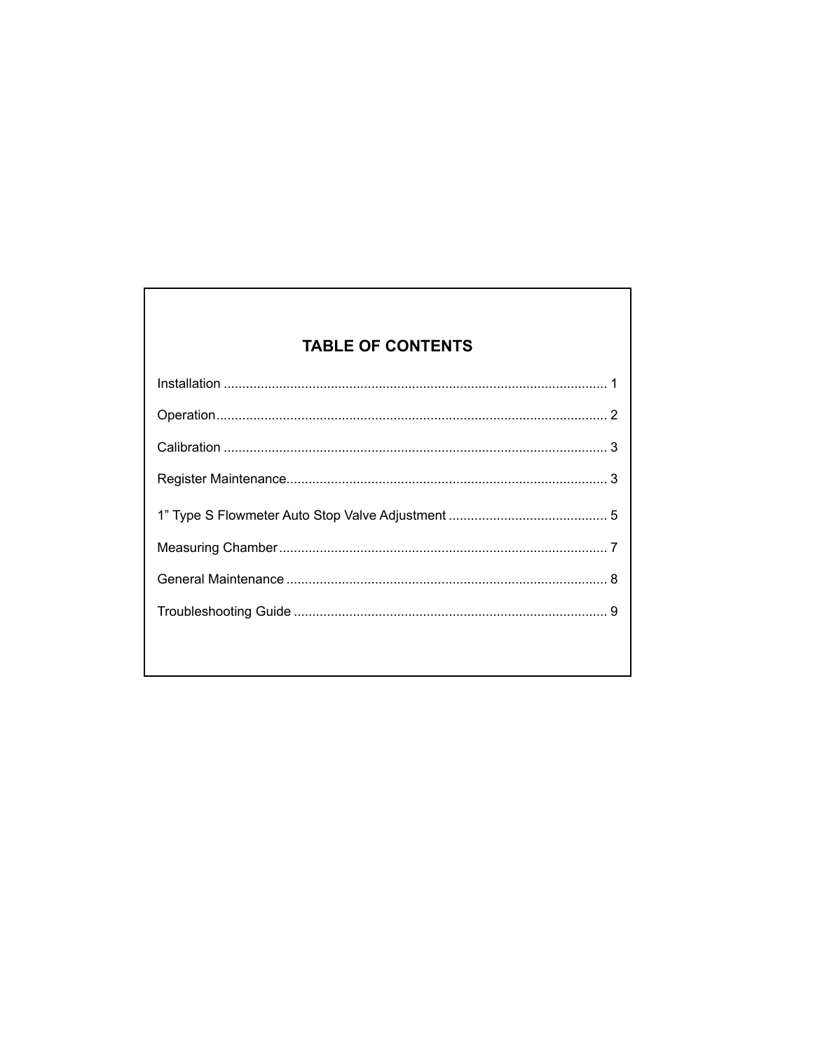## TABLE OF CONTENTS

Installation ........................................................................................................ 1

Operation........................................................................................................... 2

Calibration ......................................................................................................... 3

Register Maintenance......................................................................................... 3

1” Type S Flowmeter Auto Stop Valve Adjustment ........................................... 5

Measuring Chamber .......................................................................................... 7

General Maintenance ........................................................................................ 8

Troubleshooting Guide ...................................................................................... 9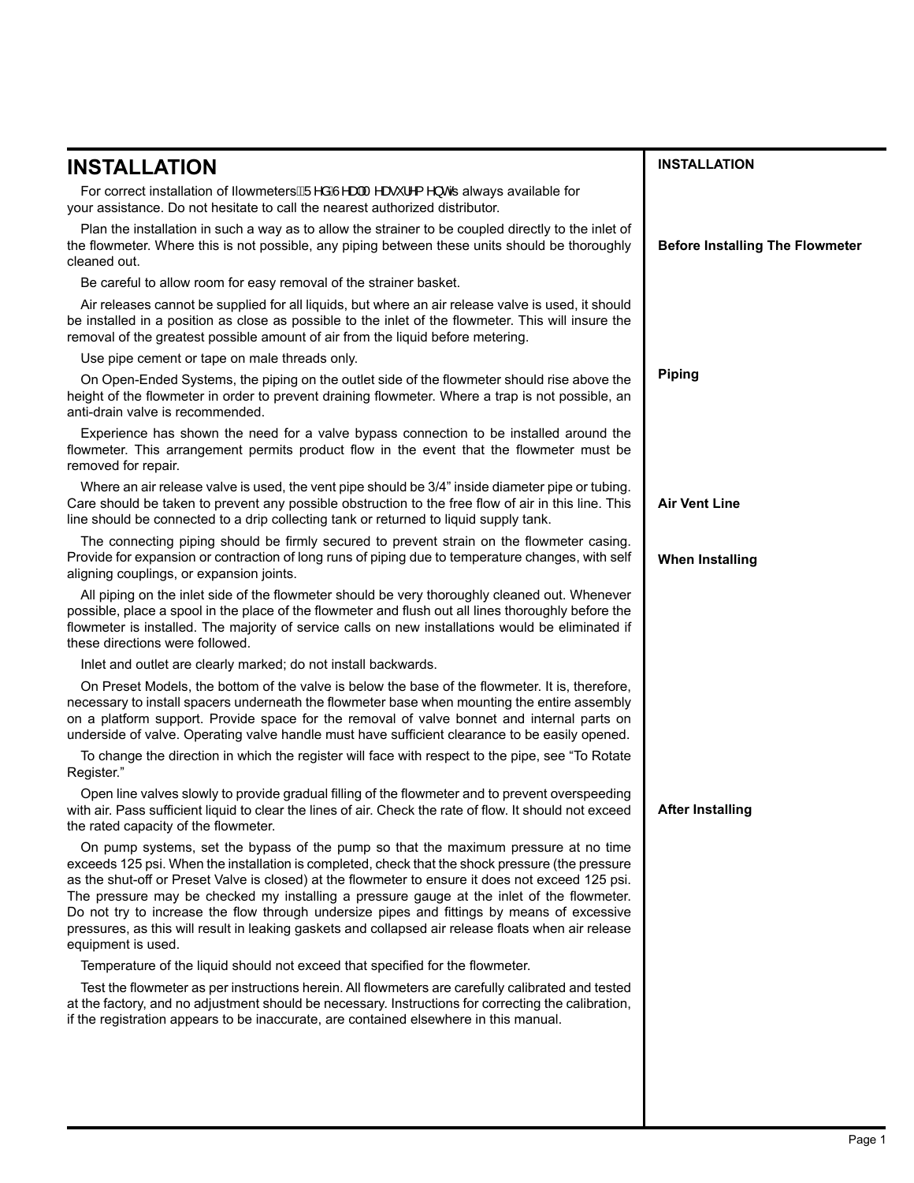# INSTALLATION

For correct installation of flowmeters, Red Seal Measurement is always available for your assistance. Do not hesitate to call the nearest authorized distributor.

## Before Installing The Flowmeter

Plan the installation in such a way as to allow the strainer to be coupled directly to the inlet of the flowmeter. Where this is not possible, any piping between these units should be thoroughly cleaned out.

Be careful to allow room for easy removal of the strainer basket.

Air releases cannot be supplied for all liquids, but where an air release valve is used, it should be installed in a position as close as possible to the inlet of the flowmeter. This will insure the removal of the greatest possible amount of air from the liquid before metering.

## Piping

Use pipe cement or tape on male threads only.

On Open-Ended Systems, the piping on the outlet side of the flowmeter should rise above the height of the flowmeter in order to prevent draining flowmeter. Where a trap is not possible, an anti-drain valve is recommended.

Experience has shown the need for a valve bypass connection to be installed around the flowmeter. This arrangement permits product flow in the event that the flowmeter must be removed for repair.

## Air Vent Line

Where an air release valve is used, the vent pipe should be 3/4" inside diameter pipe or tubing. Care should be taken to prevent any possible obstruction to the free flow of air in this line. This line should be connected to a drip collecting tank or returned to liquid supply tank.

## When Installing

The connecting piping should be firmly secured to prevent strain on the flowmeter casing. Provide for expansion or contraction of long runs of piping due to temperature changes, with self aligning couplings, or expansion joints.

All piping on the inlet side of the flowmeter should be very thoroughly cleaned out. Whenever possible, place a spool in the place of the flowmeter and flush out all lines thoroughly before the flowmeter is installed. The majority of service calls on new installations would be eliminated if these directions were followed.

Inlet and outlet are clearly marked; do not install backwards.

On Preset Models, the bottom of the valve is below the base of the flowmeter. It is, therefore, necessary to install spacers underneath the flowmeter base when mounting the entire assembly on a platform support. Provide space for the removal of valve bonnet and internal parts on underside of valve. Operating valve handle must have sufficient clearance to be easily opened.

To change the direction in which the register will face with respect to the pipe, see "To Rotate Register."

## After Installing

Open line valves slowly to provide gradual filling of the flowmeter and to prevent overspeeding with air. Pass sufficient liquid to clear the lines of air. Check the rate of flow. It should not exceed the rated capacity of the flowmeter.

On pump systems, set the bypass of the pump so that the maximum pressure at no time exceeds 125 psi. When the installation is completed, check that the shock pressure (the pressure as the shut-off or Preset Valve is closed) at the flowmeter to ensure it does not exceed 125 psi. The pressure may be checked my installing a pressure gauge at the inlet of the flowmeter. Do not try to increase the flow through undersize pipes and fittings by means of excessive pressures, as this will result in leaking gaskets and collapsed air release floats when air release equipment is used.

Temperature of the liquid should not exceed that specified for the flowmeter.

Test the flowmeter as per instructions herein. All flowmeters are carefully calibrated and tested at the factory, and no adjustment should be necessary. Instructions for correcting the calibration, if the registration appears to be inaccurate, are contained elsewhere in this manual.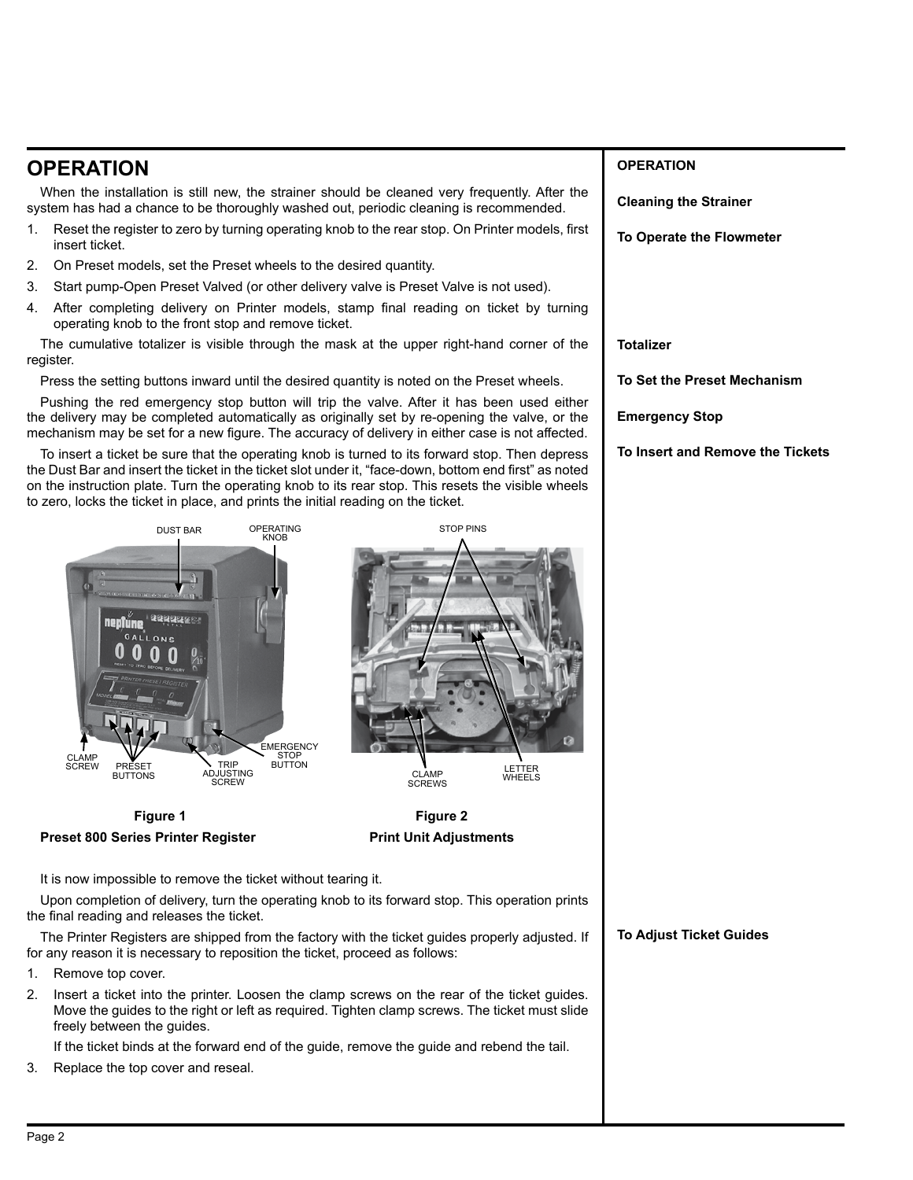# OPERATION

**OPERATION**

**Cleaning the Strainer**

When the installation is still new, the strainer should be cleaned very frequently. After the system has had a chance to be thoroughly washed out, periodic cleaning is recommended.

**To Operate the Flowmeter**

1. Reset the register to zero by turning operating knob to the rear stop. On Printer models, first insert ticket.
2. On Preset models, set the Preset wheels to the desired quantity.
3. Start pump-Open Preset Valved (or other delivery valve is Preset Valve is not used).
4. After completing delivery on Printer models, stamp final reading on ticket by turning operating knob to the front stop and remove ticket.

**Totalizer**

The cumulative totalizer is visible through the mask at the upper right-hand corner of the register.

**To Set the Preset Mechanism**

Press the setting buttons inward until the desired quantity is noted on the Preset wheels.

**Emergency Stop**

Pushing the red emergency stop button will trip the valve. After it has been used either the delivery may be completed automatically as originally set by re-opening the valve, or the mechanism may be set for a new figure. The accuracy of delivery in either case is not affected.

**To Insert and Remove the Tickets**

To insert a ticket be sure that the operating knob is turned to its forward stop. Then depress the Dust Bar and insert the ticket in the ticket slot under it, "face-down, bottom end first" as noted on the instruction plate. Turn the operating knob to its rear stop. This resets the visible wheels to zero, locks the ticket in place, and prints the initial reading on the ticket.

DUST BAR, OPERATING KNOB, CLAMP SCREW, PRESET BUTTONS, TRIP ADJUSTING SCREW, EMERGENCY STOP BUTTON

**Figure 1**

**Preset 800 Series Printer Register**

STOP PINS, CLAMP SCREWS, LETTER WHEELS

**Figure 2**

**Print Unit Adjustments**

It is now impossible to remove the ticket without tearing it.

Upon completion of delivery, turn the operating knob to its forward stop. This operation prints the final reading and releases the ticket.

**To Adjust Ticket Guides**

The Printer Registers are shipped from the factory with the ticket guides properly adjusted. If for any reason it is necessary to reposition the ticket, proceed as follows:

1. Remove top cover.
2. Insert a ticket into the printer. Loosen the clamp screws on the rear of the ticket guides. Move the guides to the right or left as required. Tighten clamp screws. The ticket must slide freely between the guides.

   If the ticket binds at the forward end of the guide, remove the guide and rebend the tail.
3. Replace the top cover and reseal.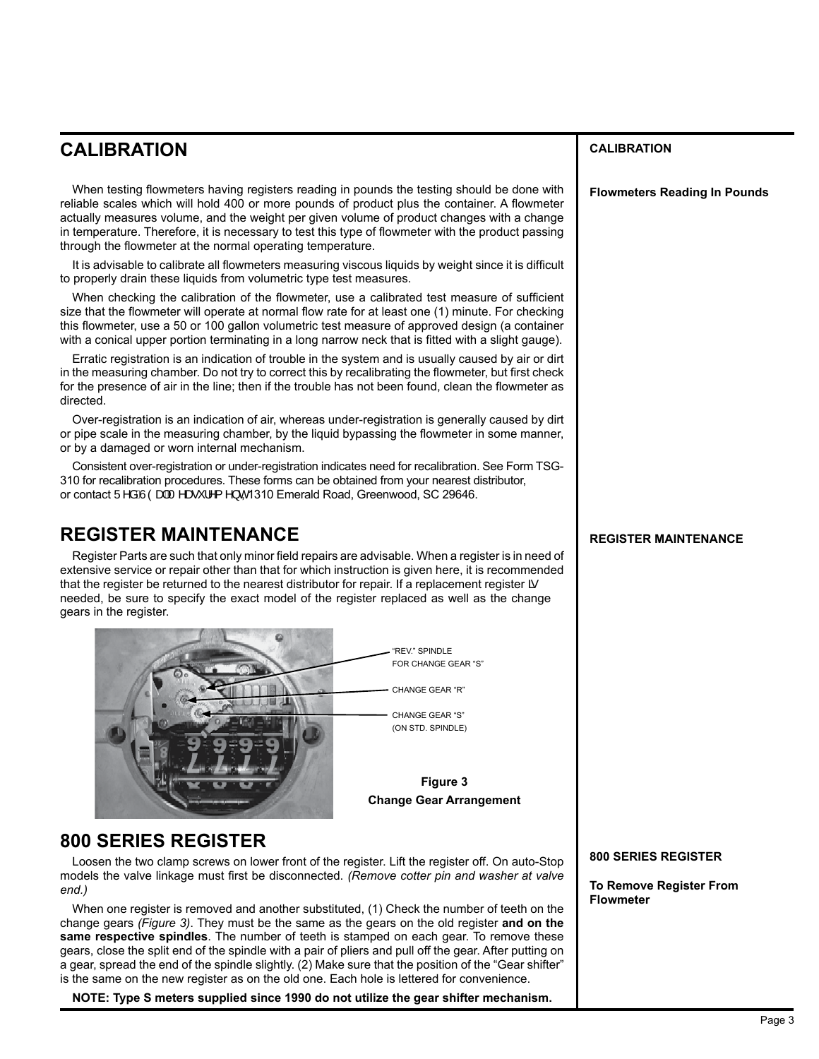# CALIBRATION

**CALIBRATION**

**Flowmeters Reading In Pounds**

When testing flowmeters having registers reading in pounds the testing should be done with reliable scales which will hold 400 or more pounds of product plus the container. A flowmeter actually measures volume, and the weight per given volume of product changes with a change in temperature. Therefore, it is necessary to test this type of flowmeter with the product passing through the flowmeter at the normal operating temperature.

It is advisable to calibrate all flowmeters measuring viscous liquids by weight since it is difficult to properly drain these liquids from volumetric type test measures.

When checking the calibration of the flowmeter, use a calibrated test measure of sufficient size that the flowmeter will operate at normal flow rate for at least one (1) minute. For checking this flowmeter, use a 50 or 100 gallon volumetric test measure of approved design (a container with a conical upper portion terminating in a long narrow neck that is fitted with a slight gauge).

Erratic registration is an indication of trouble in the system and is usually caused by air or dirt in the measuring chamber. Do not try to correct this by recalibrating the flowmeter, but first check for the presence of air in the line; then if the trouble has not been found, clean the flowmeter as directed.

Over-registration is an indication of air, whereas under-registration is generally caused by dirt or pipe scale in the measuring chamber, by the liquid bypassing the flowmeter in some manner, or by a damaged or worn internal mechanism.

Consistent over-registration or under-registration indicates need for recalibration. See Form TSG-310 for recalibration procedures. These forms can be obtained from your nearest distributor, or contact Red Seal Measurement, 1310 Emerald Road, Greenwood, SC 29646.

# REGISTER MAINTENANCE

**REGISTER MAINTENANCE**

Register Parts are such that only minor field repairs are advisable. When a register is in need of extensive service or repair other than that for which instruction is given here, it is recommended that the register be returned to the nearest distributor for repair. If a replacement register is needed, be sure to specify the exact model of the register replaced as well as the change gears in the register.

"REV." SPINDLE FOR CHANGE GEAR "S"

CHANGE GEAR "R"

CHANGE GEAR "S" (ON STD. SPINDLE)

**Figure 3**
**Change Gear Arrangement**

# 800 SERIES REGISTER

**800 SERIES REGISTER**

**To Remove Register From Flowmeter**

Loosen the two clamp screws on lower front of the register. Lift the register off. On auto-Stop models the valve linkage must first be disconnected. *(Remove cotter pin and washer at valve end.)*

When one register is removed and another substituted, (1) Check the number of teeth on the change gears *(Figure 3)*. They must be the same as the gears on the old register **and on the same respective spindles**. The number of teeth is stamped on each gear. To remove these gears, close the split end of the spindle with a pair of pliers and pull off the gear. After putting on a gear, spread the end of the spindle slightly. (2) Make sure that the position of the "Gear shifter" is the same on the new register as on the old one. Each hole is lettered for convenience.

**NOTE: Type S meters supplied since 1990 do not utilize the gear shifter mechanism.**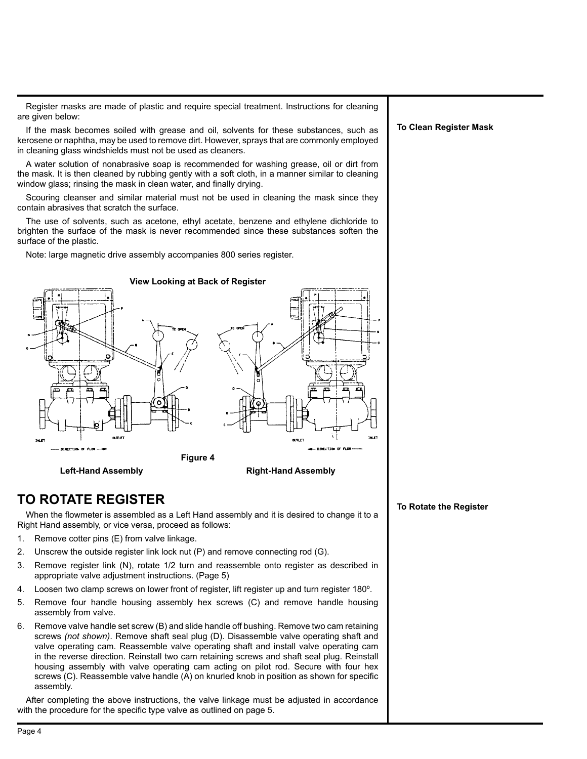**To Clean Register Mask**

Register masks are made of plastic and require special treatment. Instructions for cleaning are given below:

If the mask becomes soiled with grease and oil, solvents for these substances, such as kerosene or naphtha, may be used to remove dirt. However, sprays that are commonly employed in cleaning glass windshields must not be used as cleaners.

A water solution of nonabrasive soap is recommended for washing grease, oil or dirt from the mask. It is then cleaned by rubbing gently with a soft cloth, in a manner similar to cleaning window glass; rinsing the mask in clean water, and finally drying.

Scouring cleanser and similar material must not be used in cleaning the mask since they contain abrasives that scratch the surface.

The use of solvents, such as acetone, ethyl acetate, benzene and ethylene dichloride to brighten the surface of the mask is never recommended since these substances soften the surface of the plastic.

Note: large magnetic drive assembly accompanies 800 series register.

**View Looking at Back of Register**

**Figure 4**

**Left-Hand Assembly** **Right-Hand Assembly**

# TO ROTATE REGISTER

**To Rotate the Register**

When the flowmeter is assembled as a Left Hand assembly and it is desired to change it to a Right Hand assembly, or vice versa, proceed as follows:

1. Remove cotter pins (E) from valve linkage.
2. Unscrew the outside register link lock nut (P) and remove connecting rod (G).
3. Remove register link (N), rotate 1/2 turn and reassemble onto register as described in appropriate valve adjustment instructions. (Page 5)
4. Loosen two clamp screws on lower front of register, lift register up and turn register 180º.
5. Remove four handle housing assembly hex screws (C) and remove handle housing assembly from valve.
6. Remove valve handle set screw (B) and slide handle off bushing. Remove two cam retaining screws *(not shown)*. Remove shaft seal plug (D). Disassemble valve operating shaft and valve operating cam. Reassemble valve operating shaft and install valve operating cam in the reverse direction. Reinstall two cam retaining screws and shaft seal plug. Reinstall housing assembly with valve operating cam acting on pilot rod. Secure with four hex screws (C). Reassemble valve handle (A) on knurled knob in position as shown for specific assembly.

After completing the above instructions, the valve linkage must be adjusted in accordance with the procedure for the specific type valve as outlined on page 5.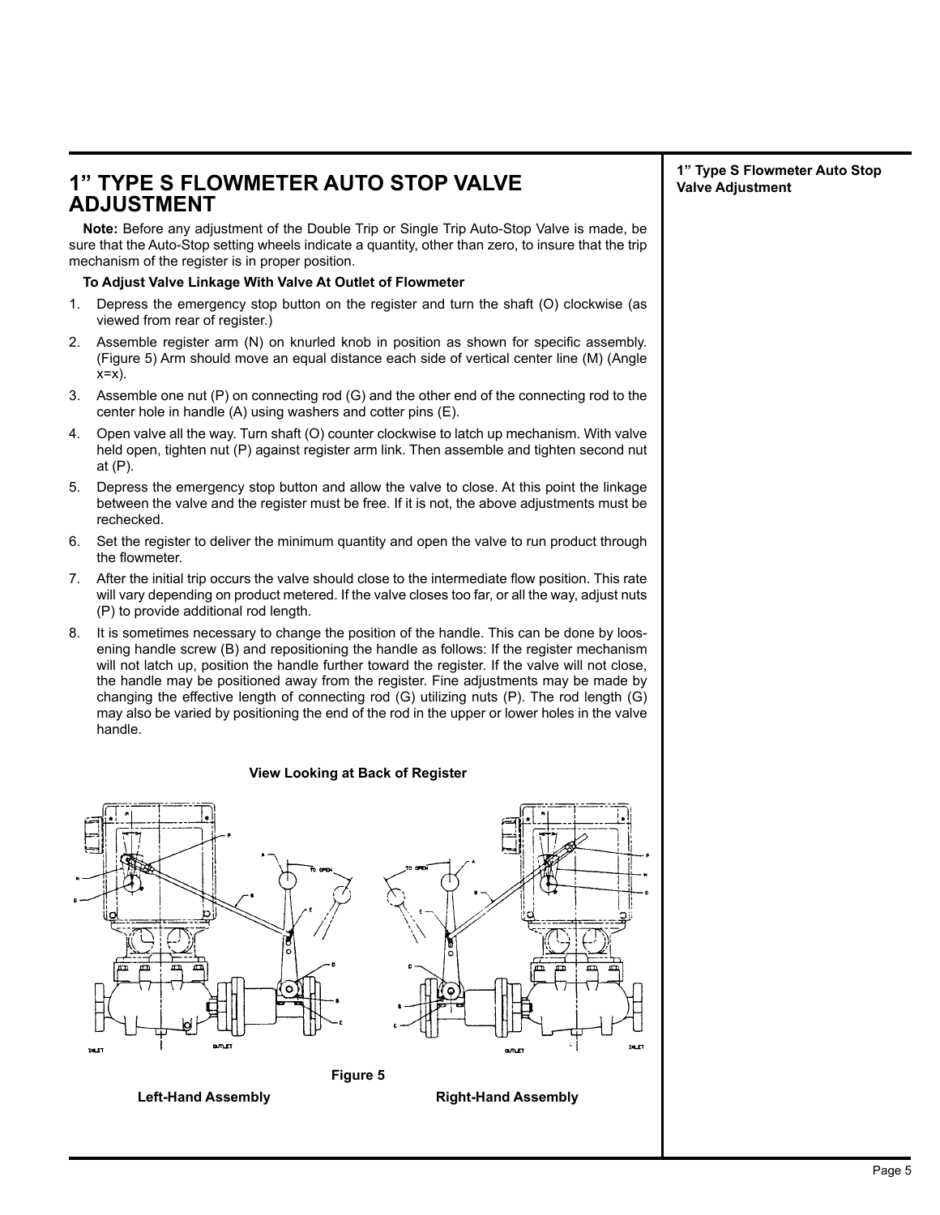# 1" TYPE S FLOWMETER AUTO STOP VALVE ADJUSTMENT

**Note:** Before any adjustment of the Double Trip or Single Trip Auto-Stop Valve is made, be sure that the Auto-Stop setting wheels indicate a quantity, other than zero, to insure that the trip mechanism of the register is in proper position.

**To Adjust Valve Linkage With Valve At Outlet of Flowmeter**

1. Depress the emergency stop button on the register and turn the shaft (O) clockwise (as viewed from rear of register.)
2. Assemble register arm (N) on knurled knob in position as shown for specific assembly. (Figure 5) Arm should move an equal distance each side of vertical center line (M) (Angle x=x).
3. Assemble one nut (P) on connecting rod (G) and the other end of the connecting rod to the center hole in handle (A) using washers and cotter pins (E).
4. Open valve all the way. Turn shaft (O) counter clockwise to latch up mechanism. With valve held open, tighten nut (P) against register arm link. Then assemble and tighten second nut at (P).
5. Depress the emergency stop button and allow the valve to close. At this point the linkage between the valve and the register must be free. If it is not, the above adjustments must be rechecked.
6. Set the register to deliver the minimum quantity and open the valve to run product through the flowmeter.
7. After the initial trip occurs the valve should close to the intermediate flow position. This rate will vary depending on product metered. If the valve closes too far, or all the way, adjust nuts (P) to provide additional rod length.
8. It is sometimes necessary to change the position of the handle. This can be done by loosening handle screw (B) and repositioning the handle as follows: If the register mechanism will not latch up, position the handle further toward the register. If the valve will not close, the handle may be positioned away from the register. Fine adjustments may be made by changing the effective length of connecting rod (G) utilizing nuts (P). The rod length (G) may also be varied by positioning the end of the rod in the upper or lower holes in the valve handle.

**View Looking at Back of Register**

**Figure 5**

**Left-Hand Assembly** | **Right-Hand Assembly**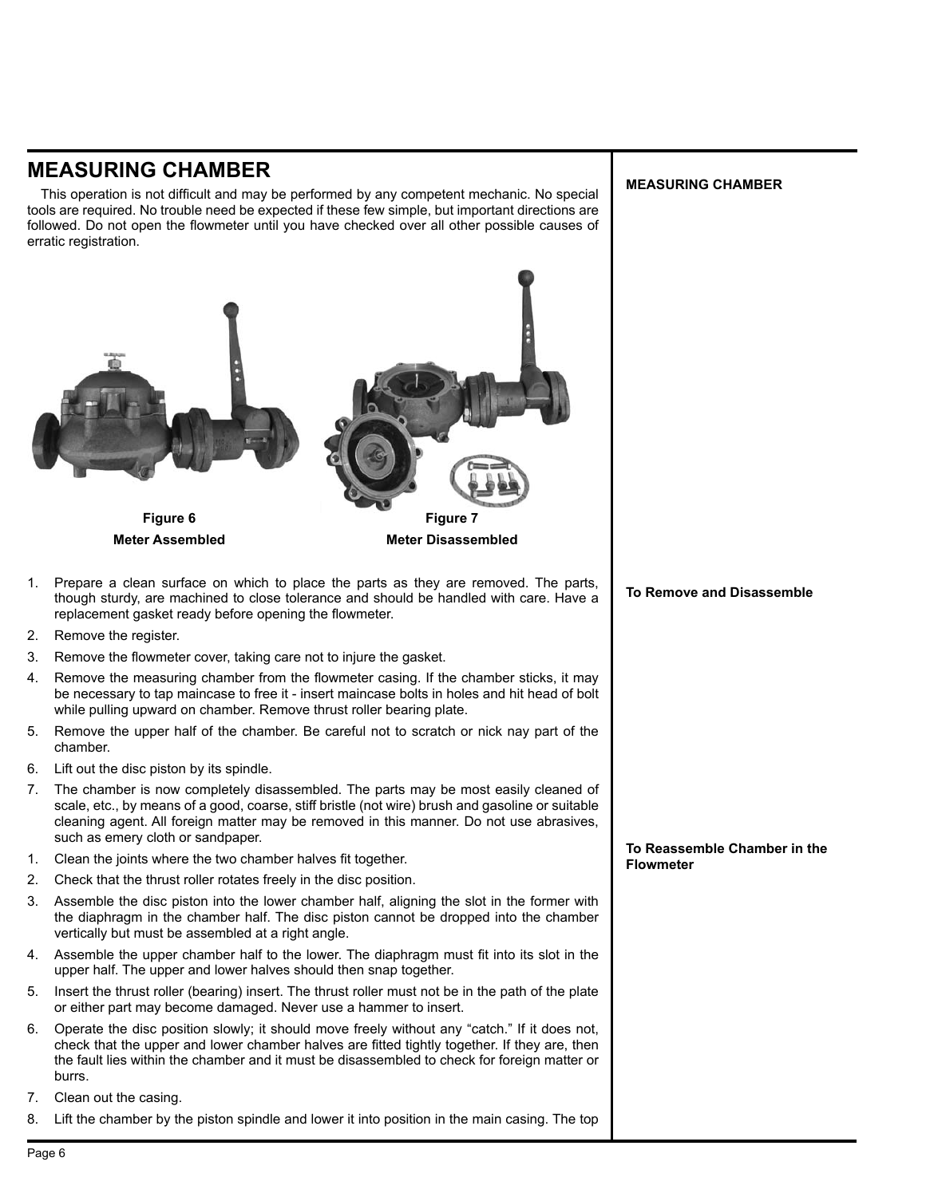# MEASURING CHAMBER

This operation is not difficult and may be performed by any competent mechanic. No special tools are required. No trouble need be expected if these few simple, but important directions are followed. Do not open the flowmeter until you have checked over all other possible causes of erratic registration.

**Figure 6**
**Meter Assembled**

**Figure 7**
**Meter Disassembled**

**To Remove and Disassemble**

1. Prepare a clean surface on which to place the parts as they are removed. The parts, though sturdy, are machined to close tolerance and should be handled with care. Have a replacement gasket ready before opening the flowmeter.
2. Remove the register.
3. Remove the flowmeter cover, taking care not to injure the gasket.
4. Remove the measuring chamber from the flowmeter casing. If the chamber sticks, it may be necessary to tap maincase to free it - insert maincase bolts in holes and hit head of bolt while pulling upward on chamber. Remove thrust roller bearing plate.
5. Remove the upper half of the chamber. Be careful not to scratch or nick nay part of the chamber.
6. Lift out the disc piston by its spindle.
7. The chamber is now completely disassembled. The parts may be most easily cleaned of scale, etc., by means of a good, coarse, stiff bristle (not wire) brush and gasoline or suitable cleaning agent. All foreign matter may be removed in this manner. Do not use abrasives, such as emery cloth or sandpaper.

**To Reassemble Chamber in the Flowmeter**

1. Clean the joints where the two chamber halves fit together.
2. Check that the thrust roller rotates freely in the disc position.
3. Assemble the disc piston into the lower chamber half, aligning the slot in the former with the diaphragm in the chamber half. The disc piston cannot be dropped into the chamber vertically but must be assembled at a right angle.
4. Assemble the upper chamber half to the lower. The diaphragm must fit into its slot in the upper half. The upper and lower halves should then snap together.
5. Insert the thrust roller (bearing) insert. The thrust roller must not be in the path of the plate or either part may become damaged. Never use a hammer to insert.
6. Operate the disc position slowly; it should move freely without any "catch." If it does not, check that the upper and lower chamber halves are fitted tightly together. If they are, then the fault lies within the chamber and it must be disassembled to check for foreign matter or burrs.
7. Clean out the casing.
8. Lift the chamber by the piston spindle and lower it into position in the main casing. The top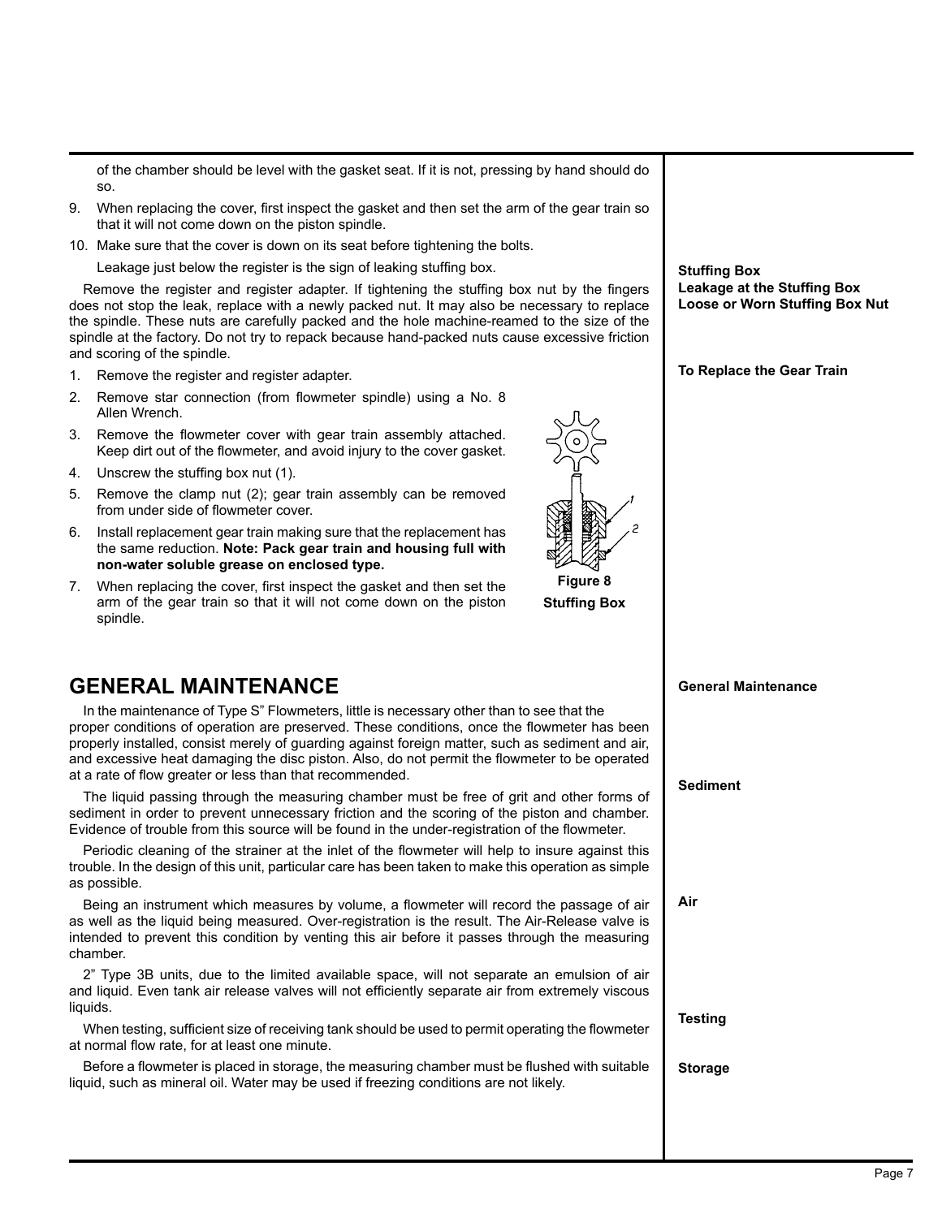of the chamber should be level with the gasket seat. If it is not, pressing by hand should do so.

9. When replacing the cover, first inspect the gasket and then set the arm of the gear train so that it will not come down on the piston spindle.
10. Make sure that the cover is down on its seat before tightening the bolts.

**Stuffing Box**
**Leakage at the Stuffing Box**
**Loose or Worn Stuffing Box Nut**

Leakage just below the register is the sign of leaking stuffing box.

Remove the register and register adapter. If tightening the stuffing box nut by the fingers does not stop the leak, replace with a newly packed nut. It may also be necessary to replace the spindle. These nuts are carefully packed and the hole machine-reamed to the size of the spindle at the factory. Do not try to repack because hand-packed nuts cause excessive friction and scoring of the spindle.

**To Replace the Gear Train**

1. Remove the register and register adapter.
2. Remove star connection (from flowmeter spindle) using a No. 8 Allen Wrench.
3. Remove the flowmeter cover with gear train assembly attached. Keep dirt out of the flowmeter, and avoid injury to the cover gasket.
4. Unscrew the stuffing box nut (1).
5. Remove the clamp nut (2); gear train assembly can be removed from under side of flowmeter cover.
6. Install replacement gear train making sure that the replacement has the same reduction. **Note: Pack gear train and housing full with non-water soluble grease on enclosed type.**
7. When replacing the cover, first inspect the gasket and then set the arm of the gear train so that it will not come down on the piston spindle.

**Figure 8**
**Stuffing Box**

## GENERAL MAINTENANCE

**General Maintenance**

In the maintenance of Type S" Flowmeters, little is necessary other than to see that the proper conditions of operation are preserved. These conditions, once the flowmeter has been properly installed, consist merely of guarding against foreign matter, such as sediment and air, and excessive heat damaging the disc piston. Also, do not permit the flowmeter to be operated at a rate of flow greater or less than that recommended.

**Sediment**

The liquid passing through the measuring chamber must be free of grit and other forms of sediment in order to prevent unnecessary friction and the scoring of the piston and chamber. Evidence of trouble from this source will be found in the under-registration of the flowmeter.

Periodic cleaning of the strainer at the inlet of the flowmeter will help to insure against this trouble. In the design of this unit, particular care has been taken to make this operation as simple as possible.

**Air**

Being an instrument which measures by volume, a flowmeter will record the passage of air as well as the liquid being measured. Over-registration is the result. The Air-Release valve is intended to prevent this condition by venting this air before it passes through the measuring chamber.

2" Type 3B units, due to the limited available space, will not separate an emulsion of air and liquid. Even tank air release valves will not efficiently separate air from extremely viscous liquids.

**Testing**

When testing, sufficient size of receiving tank should be used to permit operating the flowmeter at normal flow rate, for at least one minute.

**Storage**

Before a flowmeter is placed in storage, the measuring chamber must be flushed with suitable liquid, such as mineral oil. Water may be used if freezing conditions are not likely.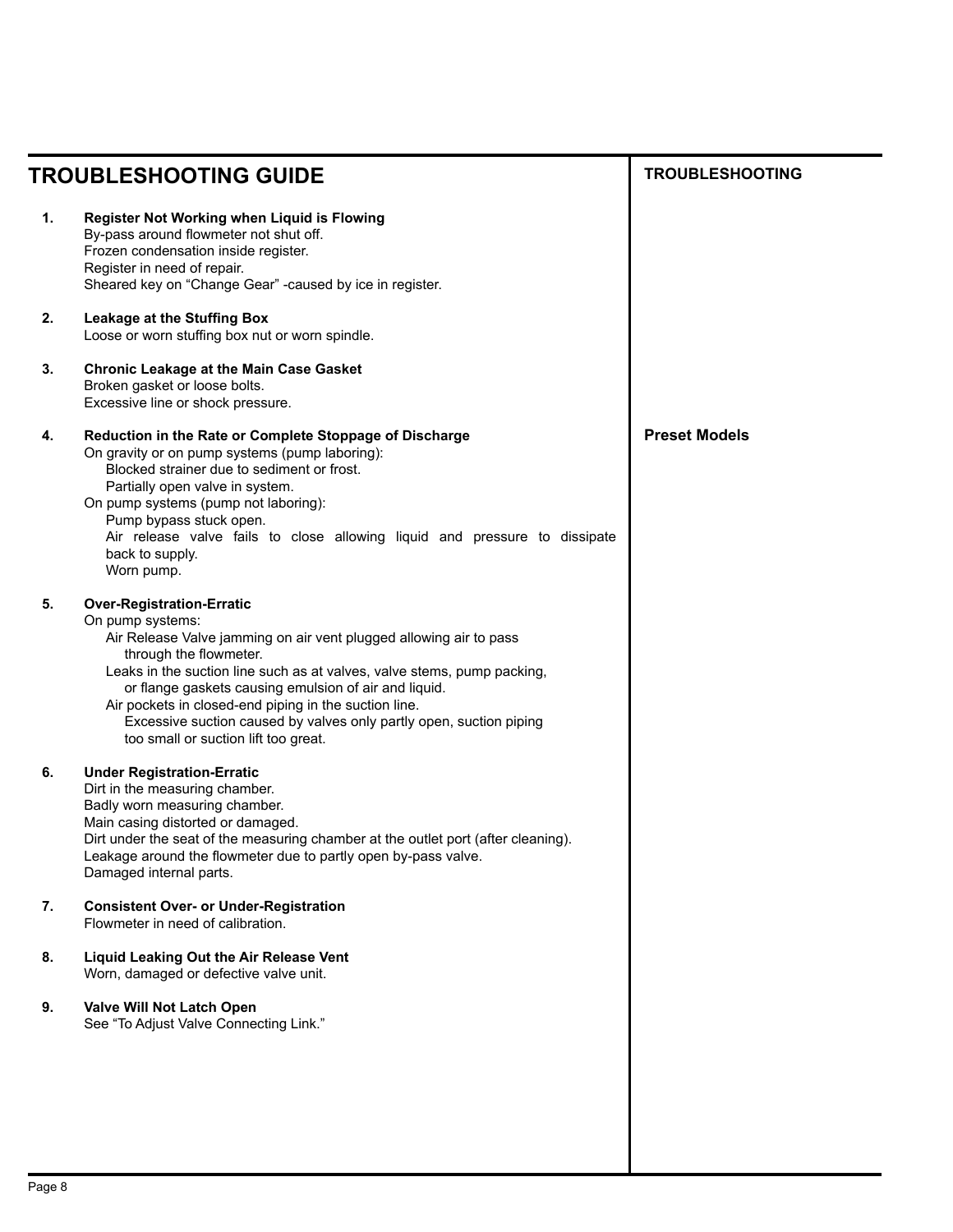# TROUBLESHOOTING GUIDE

**TROUBLESHOOTING**

1. **Register Not Working when Liquid is Flowing**
   By-pass around flowmeter not shut off.
   Frozen condensation inside register.
   Register in need of repair.
   Sheared key on "Change Gear" -caused by ice in register.

2. **Leakage at the Stuffing Box**
   Loose or worn stuffing box nut or worn spindle.

3. **Chronic Leakage at the Main Case Gasket**
   Broken gasket or loose bolts.
   Excessive line or shock pressure.

**Preset Models**

4. **Reduction in the Rate or Complete Stoppage of Discharge**
   On gravity or on pump systems (pump laboring):
   - Blocked strainer due to sediment or frost.
   - Partially open valve in system.

   On pump systems (pump not laboring):
   - Pump bypass stuck open.
   - Air release valve fails to close allowing liquid and pressure to dissipate back to supply.
   - Worn pump.

5. **Over-Registration-Erratic**
   On pump systems:
   - Air Release Valve jamming on air vent plugged allowing air to pass through the flowmeter.
   - Leaks in the suction line such as at valves, valve stems, pump packing, or flange gaskets causing emulsion of air and liquid.
   - Air pockets in closed-end piping in the suction line.
     Excessive suction caused by valves only partly open, suction piping too small or suction lift too great.

6. **Under Registration-Erratic**
   Dirt in the measuring chamber.
   Badly worn measuring chamber.
   Main casing distorted or damaged.
   Dirt under the seat of the measuring chamber at the outlet port (after cleaning).
   Leakage around the flowmeter due to partly open by-pass valve.
   Damaged internal parts.

7. **Consistent Over- or Under-Registration**
   Flowmeter in need of calibration.

8. **Liquid Leaking Out the Air Release Vent**
   Worn, damaged or defective valve unit.

9. **Valve Will Not Latch Open**
   See "To Adjust Valve Connecting Link."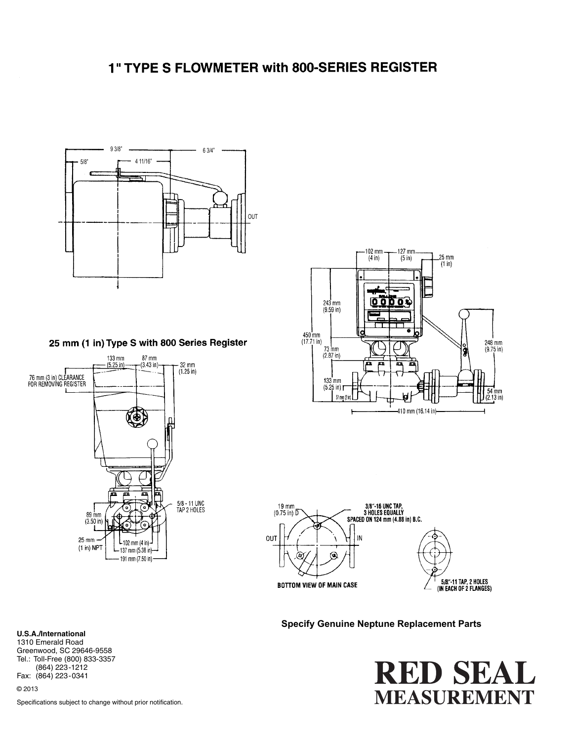# 1" TYPE S FLOWMETER with 800-SERIES REGISTER

9 3/8"

6 3/4"

5/8"

4 11/16"

OUT

25 mm (1 in) Type S with 800 Series Register

133 mm (5.25 in)

87 mm (3.43 in)

32 mm (1.25 in)

76 mm (3 in) CLEARANCE FOR REMOVING REGISTER

89 mm (3.50 in)

25 mm (1 in) NPT

102 mm (4 in)

137 mm (5.38 in)

191 mm (7.50 in)

5/8 - 11 UNC TAP 2 HOLES

102 mm (4 in)

127 mm (5 in)

25 mm (1 in)

243 mm (9.59 in)

450 mm (17.71 in)

73 mm (2.87 in)

133 mm (5.25 in)

51 mm (2 in)

248 mm (9.75 in)

54 mm (2.13 in)

410 mm (16.14 in)

19 mm (0.75 in) D

3/8"-16 UNC TAP, 3 HOLES EQUALLY SPACED ON 124 mm (4.88 in) B.C.

OUT

IN

BOTTOM VIEW OF MAIN CASE

5/8"-11 TAP, 2 HOLES (IN EACH OF 2 FLANGES)

**Specify Genuine Neptune Replacement Parts**

**U.S.A./International**
1310 Emerald Road
Greenwood, SC 29646-9558
Tel.: Toll-Free (800) 833-3357
(864) 223-1212
Fax: (864) 223-0341

© 2013

Specifications subject to change without prior notification.

**RED SEAL MEASUREMENT**